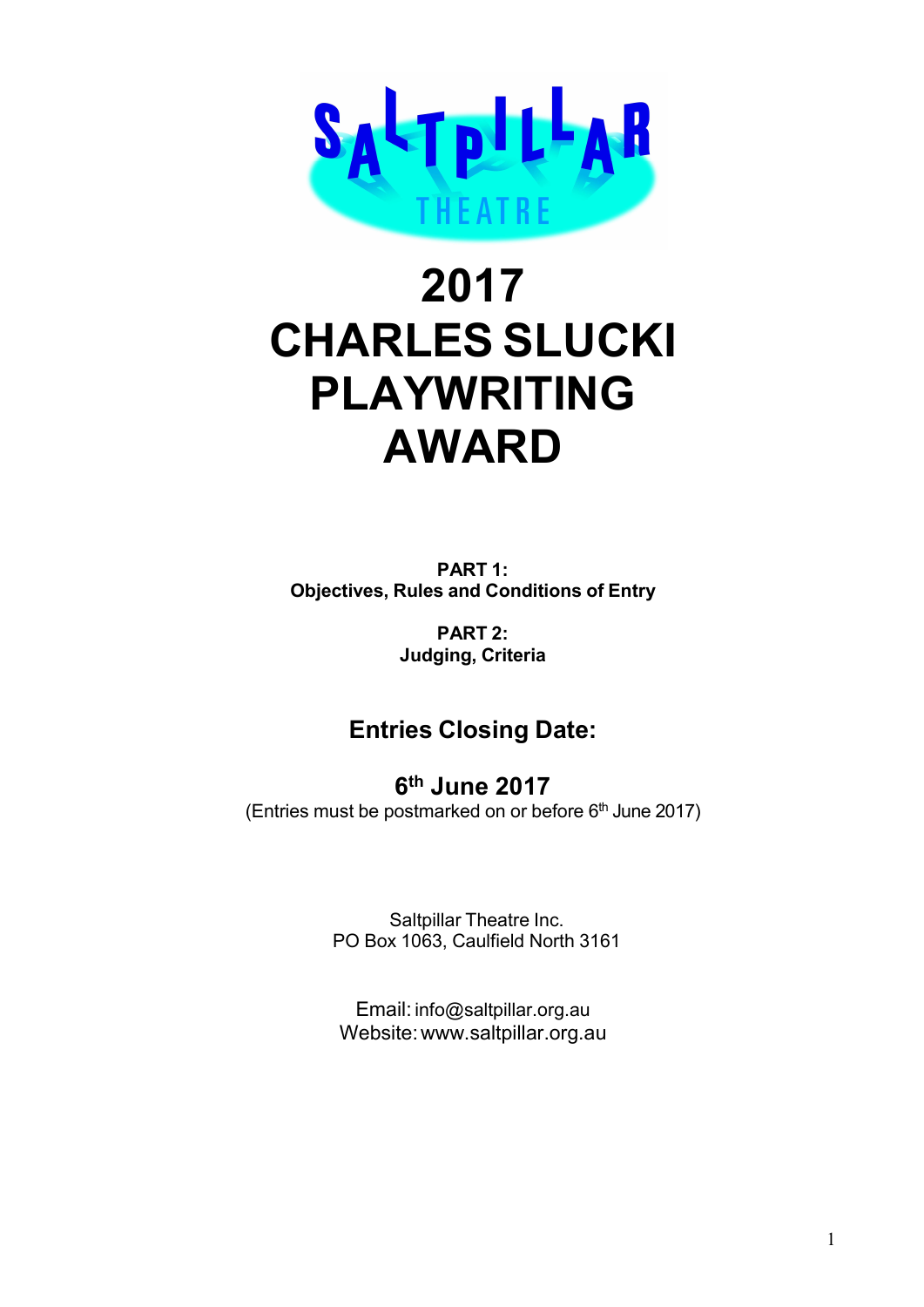SALTPILLAR THEATRE

# 2017 CHARLES SLUCKI PLAYWRITING AWARD

**PART 1:**
**Objectives, Rules and Conditions of Entry**

**PART 2:**
**Judging, Criteria**

## Entries Closing Date:

## 6th June 2017

(Entries must be postmarked on or before 6th June 2017)

Saltpillar Theatre Inc.
PO Box 1063, Caulfield North 3161

Email: info@saltpillar.org.au
Website: www.saltpillar.org.au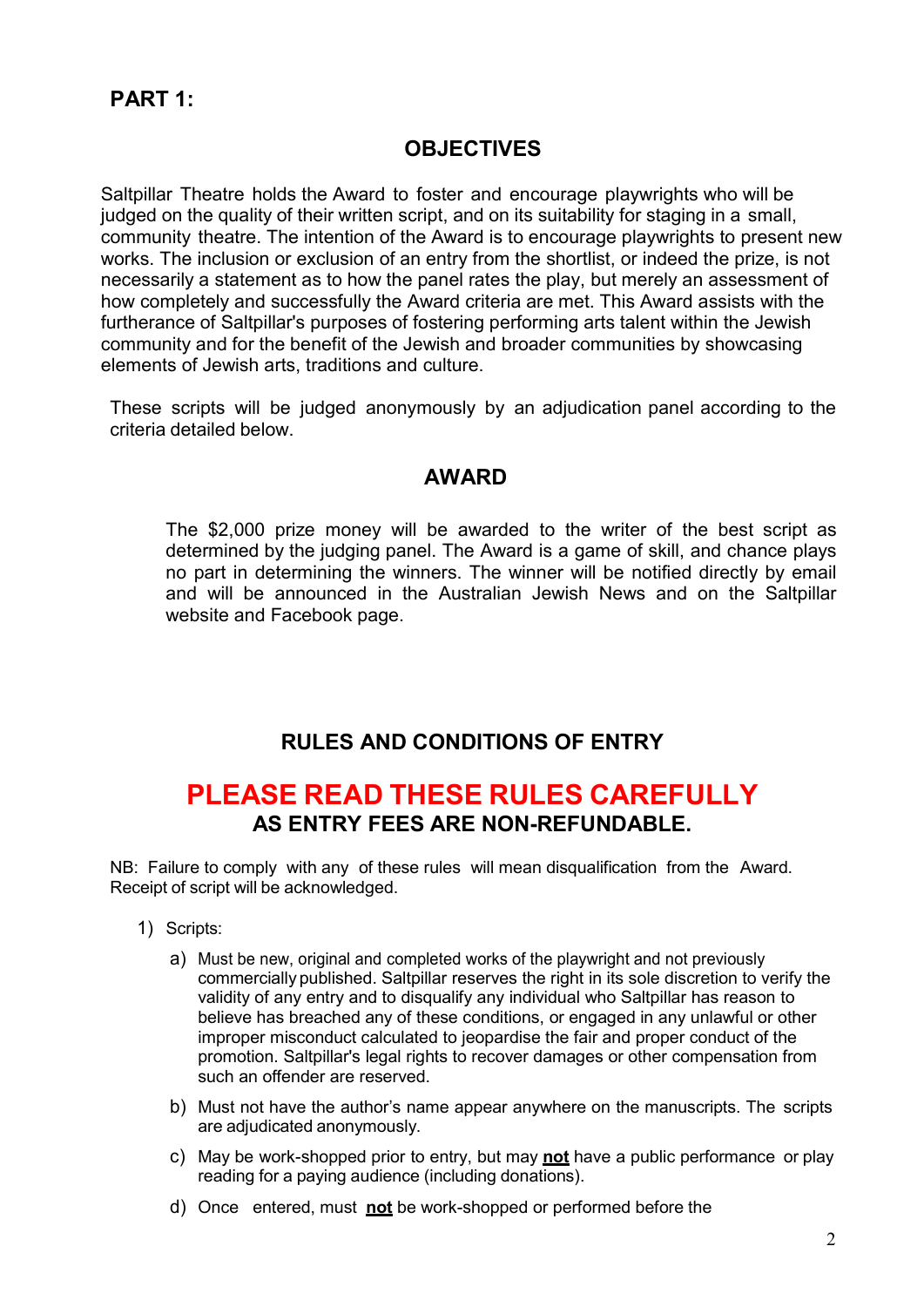## PART 1:

### OBJECTIVES

Saltpillar Theatre holds the Award to foster and encourage playwrights who will be judged on the quality of their written script, and on its suitability for staging in a small, community theatre. The intention of the Award is to encourage playwrights to present new works. The inclusion or exclusion of an entry from the shortlist, or indeed the prize, is not necessarily a statement as to how the panel rates the play, but merely an assessment of how completely and successfully the Award criteria are met. This Award assists with the furtherance of Saltpillar's purposes of fostering performing arts talent within the Jewish community and for the benefit of the Jewish and broader communities by showcasing elements of Jewish arts, traditions and culture.

These scripts will be judged anonymously by an adjudication panel according to the criteria detailed below.

### AWARD

The $2,000 prize money will be awarded to the writer of the best script as determined by the judging panel. The Award is a game of skill, and chance plays no part in determining the winners. The winner will be notified directly by email and will be announced in the Australian Jewish News and on the Saltpillar website and Facebook page.

### RULES AND CONDITIONS OF ENTRY

## PLEASE READ THESE RULES CAREFULLY

**AS ENTRY FEES ARE NON-REFUNDABLE.**

NB: Failure to comply with any of these rules will mean disqualification from the Award. Receipt of script will be acknowledged.

1) Scripts:

   a) Must be new, original and completed works of the playwright and not previously commercially published. Saltpillar reserves the right in its sole discretion to verify the validity of any entry and to disqualify any individual who Saltpillar has reason to believe has breached any of these conditions, or engaged in any unlawful or other improper misconduct calculated to jeopardise the fair and proper conduct of the promotion. Saltpillar's legal rights to recover damages or other compensation from such an offender are reserved.

   b) Must not have the author's name appear anywhere on the manuscripts. The scripts are adjudicated anonymously.

   c) May be work-shopped prior to entry, but may **not** have a public performance or play reading for a paying audience (including donations).

   d) Once entered, must **not** be work-shopped or performed before the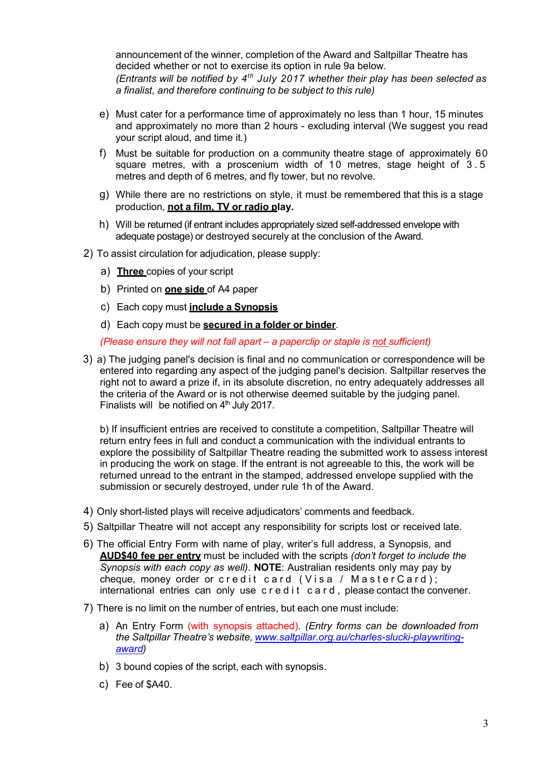announcement of the winner, completion of the Award and Saltpillar Theatre has decided whether or not to exercise its option in rule 9a below.
*(Entrants will be notified by 4th July 2017 whether their play has been selected as a finalist, and therefore continuing to be subject to this rule)*

e) Must cater for a performance time of approximately no less than 1 hour, 15 minutes and approximately no more than 2 hours - excluding interval (We suggest you read your script aloud, and time it.)

f) Must be suitable for production on a community theatre stage of approximately 60 square metres, with a proscenium width of 10 metres, stage height of 3.5 metres and depth of 6 metres, and fly tower, but no revolve.

g) While there are no restrictions on style, it must be remembered that this is a stage production, **not a film, TV or radio play.**

h) Will be returned (if entrant includes appropriately sized self-addressed envelope with adequate postage) or destroyed securely at the conclusion of the Award.

2) To assist circulation for adjudication, please supply:

   a) **Three** copies of your script

   b) Printed on **one side** of A4 paper

   c) Each copy must **include a Synopsis**

   d) Each copy must be **secured in a folder or binder**.

   *(Please ensure they will not fall apart – a paperclip or staple is not sufficient)*

3) a) The judging panel's decision is final and no communication or correspondence will be entered into regarding any aspect of the judging panel's decision. Saltpillar reserves the right not to award a prize if, in its absolute discretion, no entry adequately addresses all the criteria of the Award or is not otherwise deemed suitable by the judging panel. Finalists will be notified on 4th July 2017.

   b) If insufficient entries are received to constitute a competition, Saltpillar Theatre will return entry fees in full and conduct a communication with the individual entrants to explore the possibility of Saltpillar Theatre reading the submitted work to assess interest in producing the work on stage. If the entrant is not agreeable to this, the work will be returned unread to the entrant in the stamped, addressed envelope supplied with the submission or securely destroyed, under rule 1h of the Award.

4) Only short-listed plays will receive adjudicators' comments and feedback.

5) Saltpillar Theatre will not accept any responsibility for scripts lost or received late.

6) The official Entry Form with name of play, writer's full address, a Synopsis, and **AUD$40 fee per entry** must be included with the scripts *(don't forget to include the Synopsis with each copy as well)*. **NOTE**: Australian residents only may pay by cheque, money order or credit card (Visa / MasterCard); international entries can only use credit card, please contact the convener.

7) There is no limit on the number of entries, but each one must include:

   a) An Entry Form (with synopsis attached). *(Entry forms can be downloaded from the Saltpillar Theatre's website, www.saltpillar.org.au/charles-slucki-playwriting-award)*

   b) 3 bound copies of the script, each with synopsis.

   c) Fee of $A40.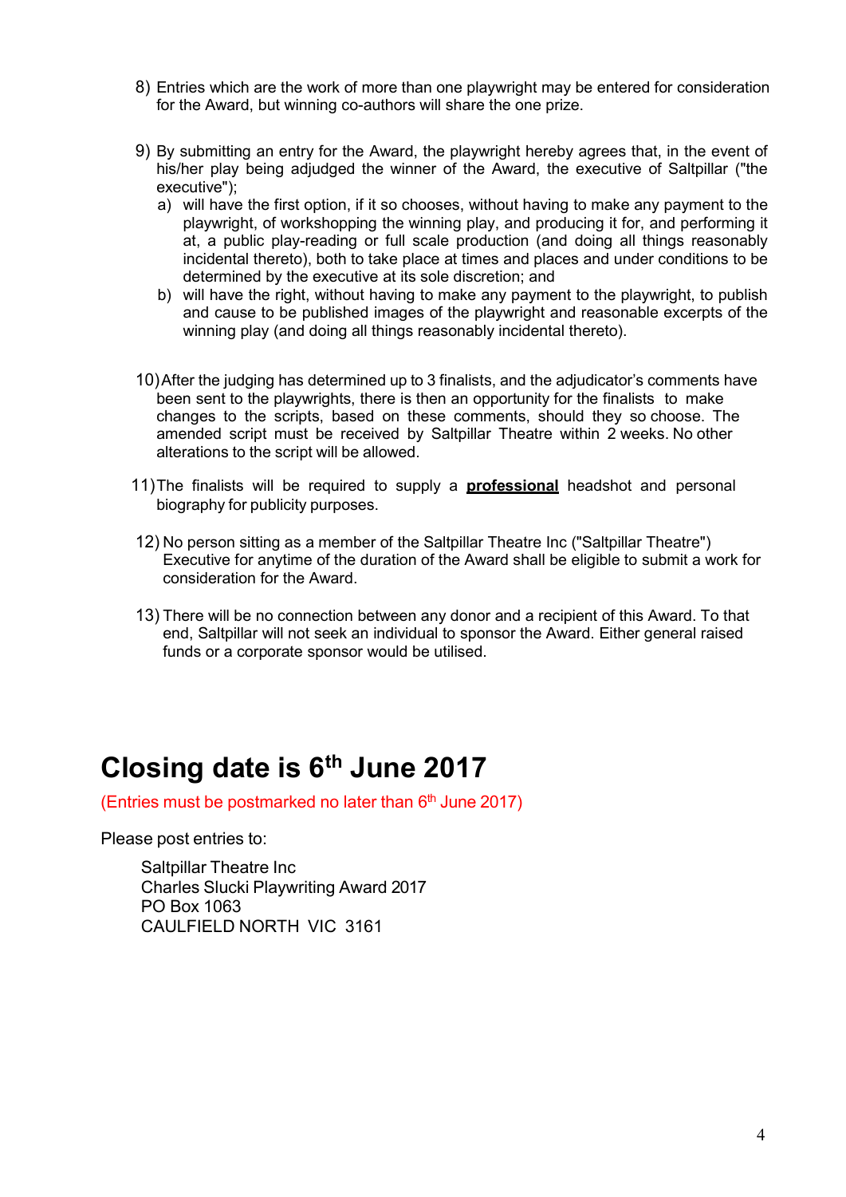8) Entries which are the work of more than one playwright may be entered for consideration for the Award, but winning co-authors will share the one prize.

9) By submitting an entry for the Award, the playwright hereby agrees that, in the event of his/her play being adjudged the winner of the Award, the executive of Saltpillar ("the executive");
   a) will have the first option, if it so chooses, without having to make any payment to the playwright, of workshopping the winning play, and producing it for, and performing it at, a public play-reading or full scale production (and doing all things reasonably incidental thereto), both to take place at times and places and under conditions to be determined by the executive at its sole discretion; and
   b) will have the right, without having to make any payment to the playwright, to publish and cause to be published images of the playwright and reasonable excerpts of the winning play (and doing all things reasonably incidental thereto).

10) After the judging has determined up to 3 finalists, and the adjudicator's comments have been sent to the playwrights, there is then an opportunity for the finalists to make changes to the scripts, based on these comments, should they so choose. The amended script must be received by Saltpillar Theatre within 2 weeks. No other alterations to the script will be allowed.

11) The finalists will be required to supply a **<u>professional</u>** headshot and personal biography for publicity purposes.

12) No person sitting as a member of the Saltpillar Theatre Inc ("Saltpillar Theatre") Executive for anytime of the duration of the Award shall be eligible to submit a work for consideration for the Award.

13) There will be no connection between any donor and a recipient of this Award. To that end, Saltpillar will not seek an individual to sponsor the Award. Either general raised funds or a corporate sponsor would be utilised.

# Closing date is 6th June 2017

(Entries must be postmarked no later than 6th June 2017)

Please post entries to:

Saltpillar Theatre Inc
Charles Slucki Playwriting Award 2017
PO Box 1063
CAULFIELD NORTH VIC 3161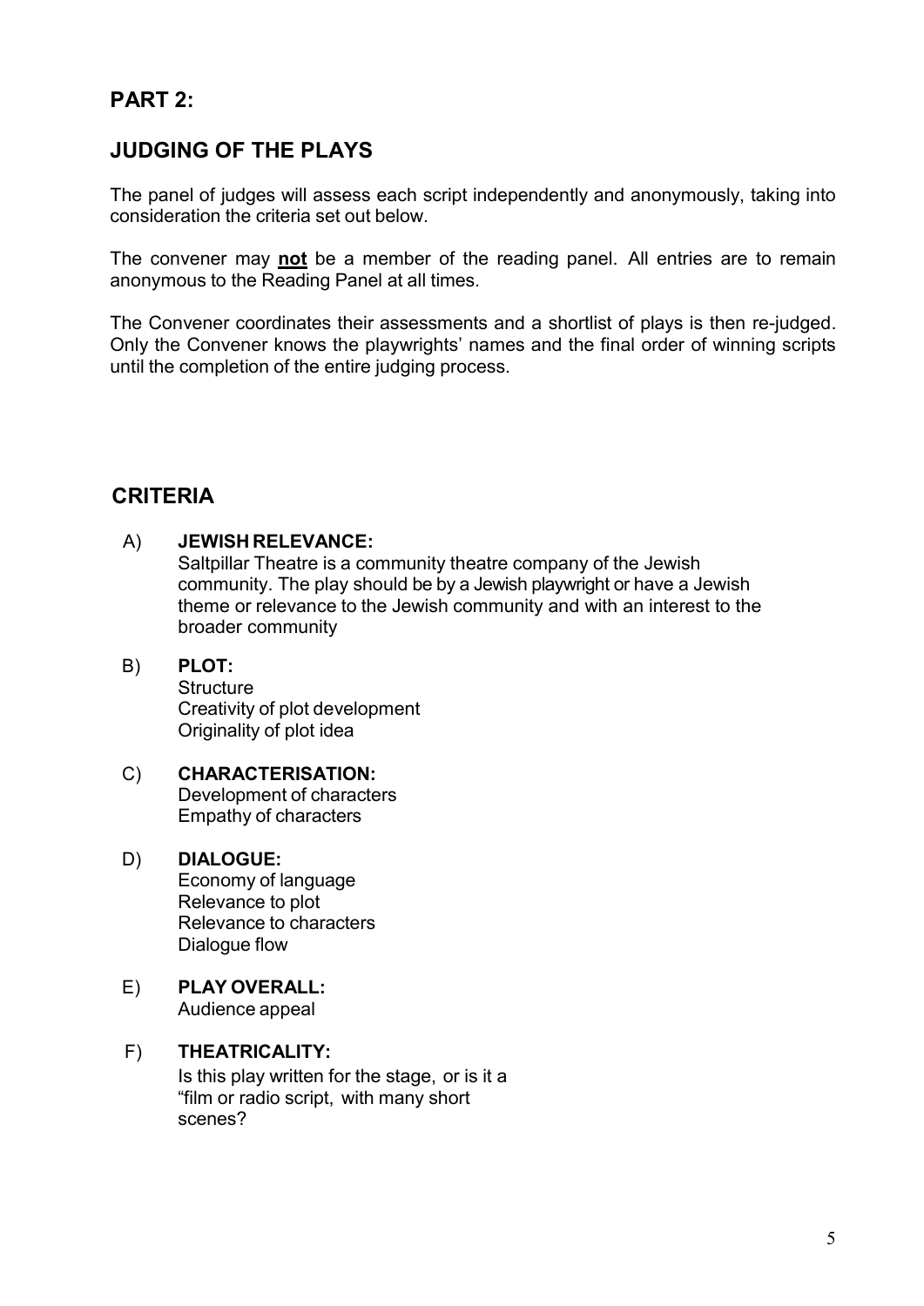## PART 2:

## JUDGING OF THE PLAYS

The panel of judges will assess each script independently and anonymously, taking into consideration the criteria set out below.

The convener may **not** be a member of the reading panel. All entries are to remain anonymous to the Reading Panel at all times.

The Convener coordinates their assessments and a shortlist of plays is then re-judged. Only the Convener knows the playwrights' names and the final order of winning scripts until the completion of the entire judging process.

## CRITERIA

A) **JEWISH RELEVANCE:**
Saltpillar Theatre is a community theatre company of the Jewish community. The play should be by a Jewish playwright or have a Jewish theme or relevance to the Jewish community and with an interest to the broader community

B) **PLOT:**
Structure
Creativity of plot development
Originality of plot idea

C) **CHARACTERISATION:**
Development of characters
Empathy of characters

D) **DIALOGUE:**
Economy of language
Relevance to plot
Relevance to characters
Dialogue flow

E) **PLAY OVERALL:**
Audience appeal

F) **THEATRICALITY:**
Is this play written for the stage, or is it a "film or radio script, with many short scenes?